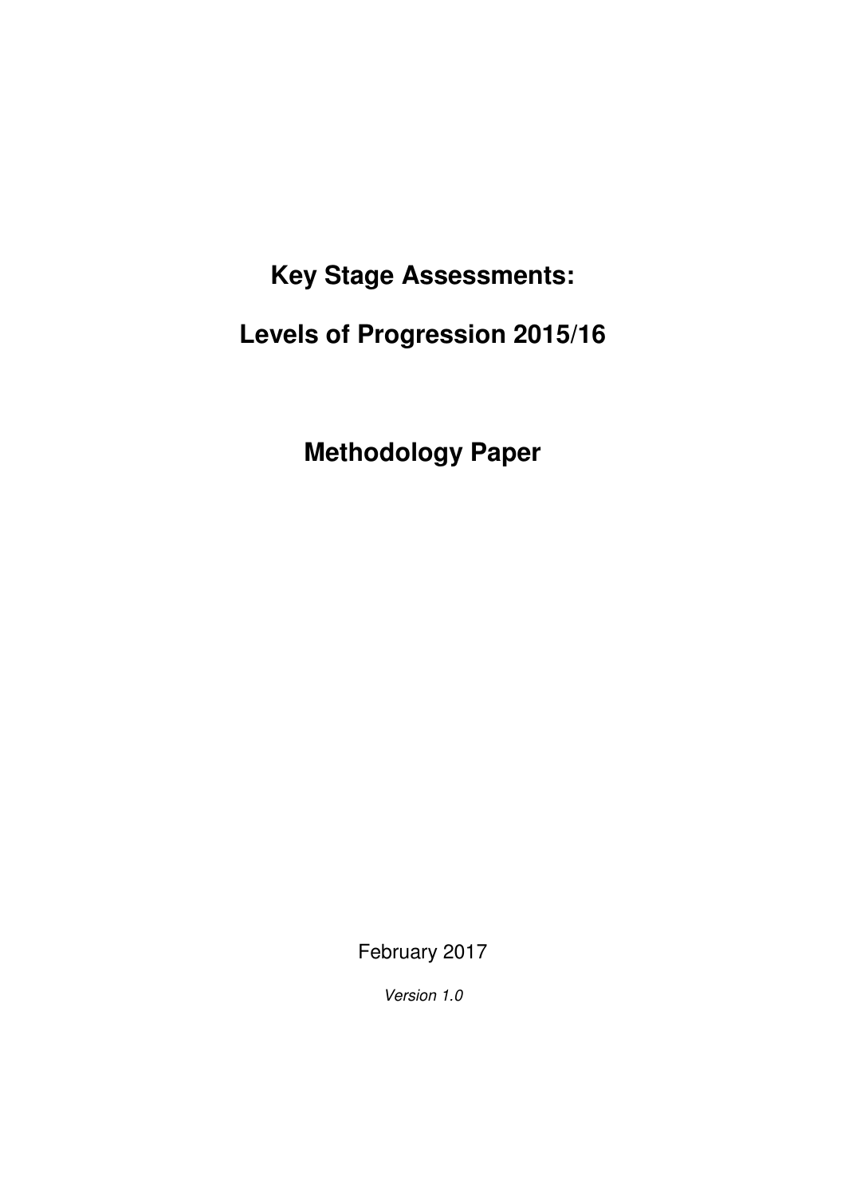# Key Stage Assessments:

# Levels of Progression 2015/16

# Methodology Paper

February 2017

*Version 1.0*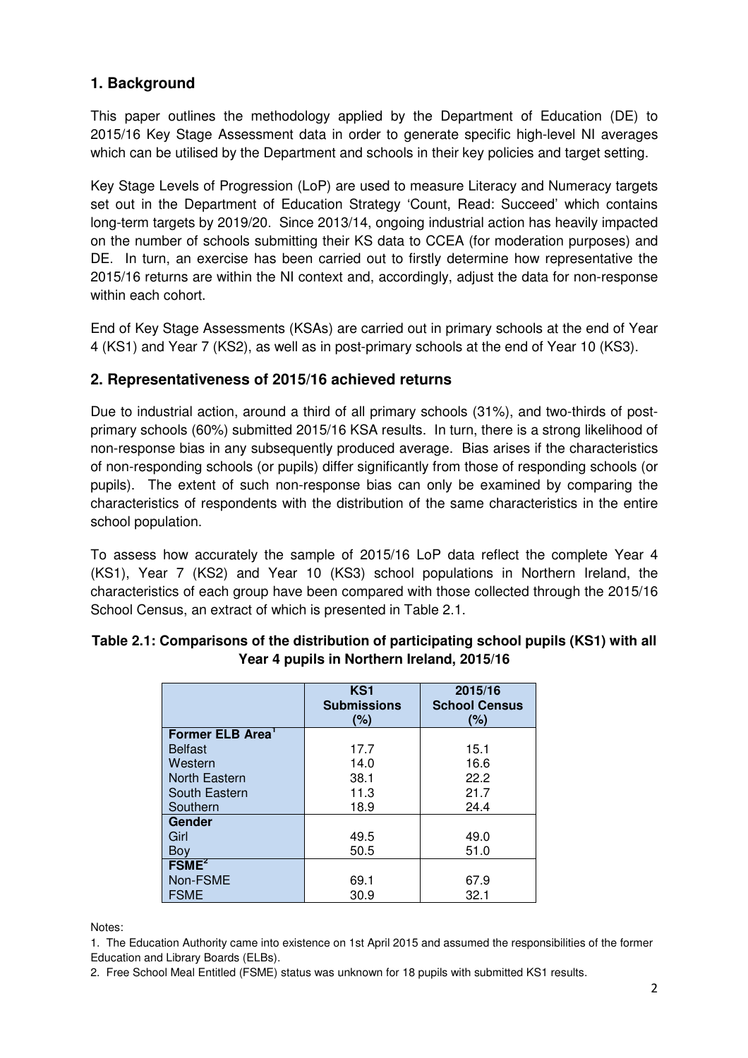## 1. Background

This paper outlines the methodology applied by the Department of Education (DE) to 2015/16 Key Stage Assessment data in order to generate specific high-level NI averages which can be utilised by the Department and schools in their key policies and target setting.

Key Stage Levels of Progression (LoP) are used to measure Literacy and Numeracy targets set out in the Department of Education Strategy 'Count, Read: Succeed' which contains long-term targets by 2019/20. Since 2013/14, ongoing industrial action has heavily impacted on the number of schools submitting their KS data to CCEA (for moderation purposes) and DE. In turn, an exercise has been carried out to firstly determine how representative the 2015/16 returns are within the NI context and, accordingly, adjust the data for non-response within each cohort.

End of Key Stage Assessments (KSAs) are carried out in primary schools at the end of Year 4 (KS1) and Year 7 (KS2), as well as in post-primary schools at the end of Year 10 (KS3).

## 2. Representativeness of 2015/16 achieved returns

Due to industrial action, around a third of all primary schools (31%), and two-thirds of post-primary schools (60%) submitted 2015/16 KSA results. In turn, there is a strong likelihood of non-response bias in any subsequently produced average. Bias arises if the characteristics of non-responding schools (or pupils) differ significantly from those of responding schools (or pupils). The extent of such non-response bias can only be examined by comparing the characteristics of respondents with the distribution of the same characteristics in the entire school population.

To assess how accurately the sample of 2015/16 LoP data reflect the complete Year 4 (KS1), Year 7 (KS2) and Year 10 (KS3) school populations in Northern Ireland, the characteristics of each group have been compared with those collected through the 2015/16 School Census, an extract of which is presented in Table 2.1.

**Table 2.1: Comparisons of the distribution of participating school pupils (KS1) with all Year 4 pupils in Northern Ireland, 2015/16**

| | KS1 Submissions (%) | 2015/16 School Census (%) |
|---|---|---|
| **Former ELB Area[1]** | | |
| Belfast | 17.7 | 15.1 |
| Western | 14.0 | 16.6 |
| North Eastern | 38.1 | 22.2 |
| South Eastern | 11.3 | 21.7 |
| Southern | 18.9 | 24.4 |
| **Gender** | | |
| Girl | 49.5 | 49.0 |
| Boy | 50.5 | 51.0 |
| **FSME[2]** | | |
| Non-FSME | 69.1 | 67.9 |
| FSME | 30.9 | 32.1 |

Notes:

1. The Education Authority came into existence on 1st April 2015 and assumed the responsibilities of the former Education and Library Boards (ELBs).
2. Free School Meal Entitled (FSME) status was unknown for 18 pupils with submitted KS1 results.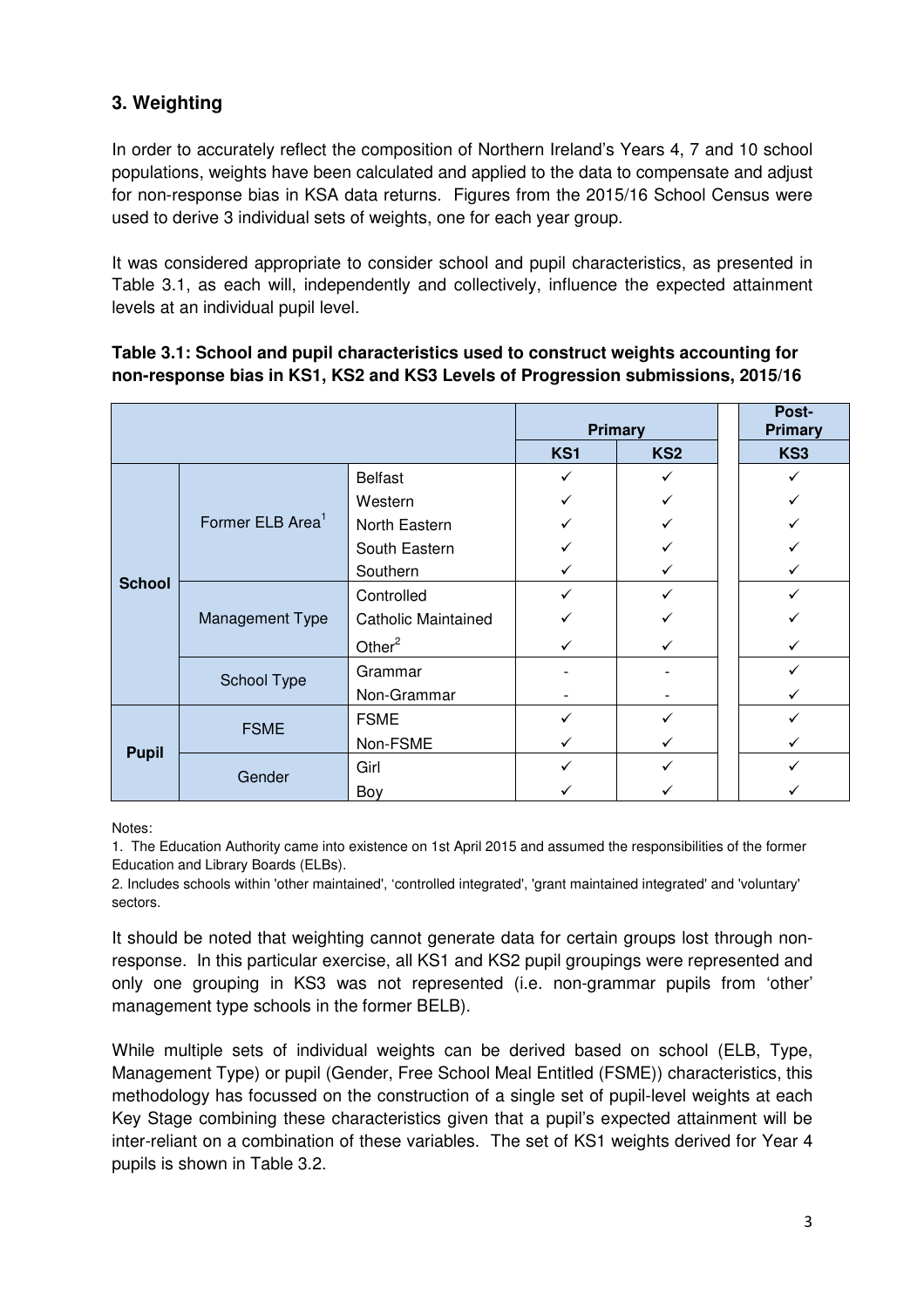## 3. Weighting

In order to accurately reflect the composition of Northern Ireland's Years 4, 7 and 10 school populations, weights have been calculated and applied to the data to compensate and adjust for non-response bias in KSA data returns. Figures from the 2015/16 School Census were used to derive 3 individual sets of weights, one for each year group.

It was considered appropriate to consider school and pupil characteristics, as presented in Table 3.1, as each will, independently and collectively, influence the expected attainment levels at an individual pupil level.

**Table 3.1: School and pupil characteristics used to construct weights accounting for non-response bias in KS1, KS2 and KS3 Levels of Progression submissions, 2015/16**

| | | | Primary | | Post-Primary |
|---|---|---|---|---|---|
| | | | KS1 | KS2 | KS3 |
| School | Former ELB Area[1] | Belfast | ✓ | ✓ | ✓ |
| | | Western | ✓ | ✓ | ✓ |
| | | North Eastern | ✓ | ✓ | ✓ |
| | | South Eastern | ✓ | ✓ | ✓ |
| | | Southern | ✓ | ✓ | ✓ |
| | Management Type | Controlled | ✓ | ✓ | ✓ |
| | | Catholic Maintained | ✓ | ✓ | ✓ |
| | | Other[2] | ✓ | ✓ | ✓ |
| | School Type | Grammar | - | - | ✓ |
| | | Non-Grammar | - | - | ✓ |
| Pupil | FSME | FSME | ✓ | ✓ | ✓ |
| | | Non-FSME | ✓ | ✓ | ✓ |
| | Gender | Girl | ✓ | ✓ | ✓ |
| | | Boy | ✓ | ✓ | ✓ |

Notes:

1. The Education Authority came into existence on 1st April 2015 and assumed the responsibilities of the former Education and Library Boards (ELBs).
2. Includes schools within 'other maintained', 'controlled integrated', 'grant maintained integrated' and 'voluntary' sectors.

It should be noted that weighting cannot generate data for certain groups lost through non-response. In this particular exercise, all KS1 and KS2 pupil groupings were represented and only one grouping in KS3 was not represented (i.e. non-grammar pupils from 'other' management type schools in the former BELB).

While multiple sets of individual weights can be derived based on school (ELB, Type, Management Type) or pupil (Gender, Free School Meal Entitled (FSME)) characteristics, this methodology has focussed on the construction of a single set of pupil-level weights at each Key Stage combining these characteristics given that a pupil's expected attainment will be inter-reliant on a combination of these variables. The set of KS1 weights derived for Year 4 pupils is shown in Table 3.2.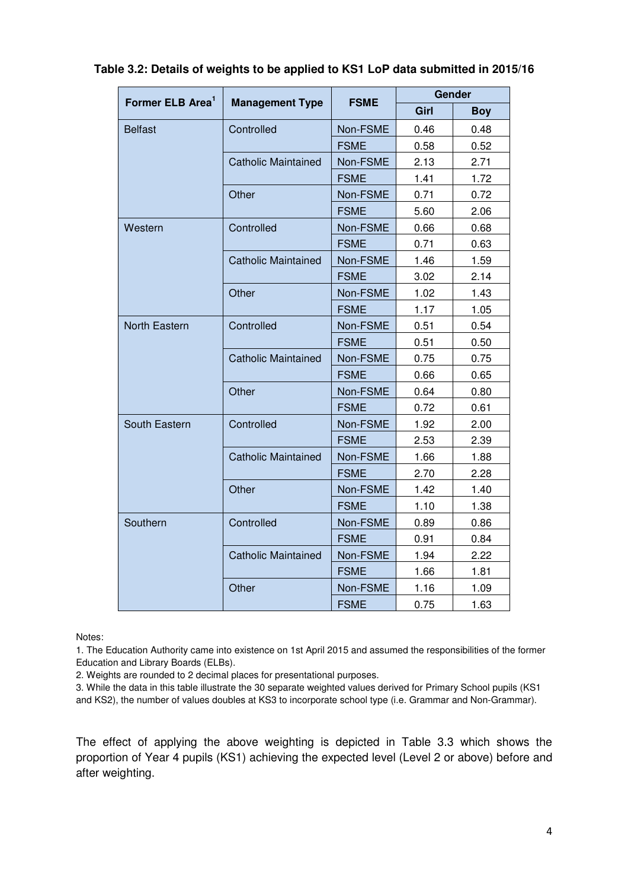**Table 3.2: Details of weights to be applied to KS1 LoP data submitted in 2015/16**

| Former ELB Area[1] | Management Type | FSME | Gender | |
|---|---|---|---|---|
| | | | Girl | Boy |
| Belfast | Controlled | Non-FSME | 0.46 | 0.48 |
| | | FSME | 0.58 | 0.52 |
| | Catholic Maintained | Non-FSME | 2.13 | 2.71 |
| | | FSME | 1.41 | 1.72 |
| | Other | Non-FSME | 0.71 | 0.72 |
| | | FSME | 5.60 | 2.06 |
| Western | Controlled | Non-FSME | 0.66 | 0.68 |
| | | FSME | 0.71 | 0.63 |
| | Catholic Maintained | Non-FSME | 1.46 | 1.59 |
| | | FSME | 3.02 | 2.14 |
| | Other | Non-FSME | 1.02 | 1.43 |
| | | FSME | 1.17 | 1.05 |
| North Eastern | Controlled | Non-FSME | 0.51 | 0.54 |
| | | FSME | 0.51 | 0.50 |
| | Catholic Maintained | Non-FSME | 0.75 | 0.75 |
| | | FSME | 0.66 | 0.65 |
| | Other | Non-FSME | 0.64 | 0.80 |
| | | FSME | 0.72 | 0.61 |
| South Eastern | Controlled | Non-FSME | 1.92 | 2.00 |
| | | FSME | 2.53 | 2.39 |
| | Catholic Maintained | Non-FSME | 1.66 | 1.88 |
| | | FSME | 2.70 | 2.28 |
| | Other | Non-FSME | 1.42 | 1.40 |
| | | FSME | 1.10 | 1.38 |
| Southern | Controlled | Non-FSME | 0.89 | 0.86 |
| | | FSME | 0.91 | 0.84 |
| | Catholic Maintained | Non-FSME | 1.94 | 2.22 |
| | | FSME | 1.66 | 1.81 |
| | Other | Non-FSME | 1.16 | 1.09 |
| | | FSME | 0.75 | 1.63 |

Notes:

1. The Education Authority came into existence on 1st April 2015 and assumed the responsibilities of the former Education and Library Boards (ELBs).
2. Weights are rounded to 2 decimal places for presentational purposes.
3. While the data in this table illustrate the 30 separate weighted values derived for Primary School pupils (KS1 and KS2), the number of values doubles at KS3 to incorporate school type (i.e. Grammar and Non-Grammar).

The effect of applying the above weighting is depicted in Table 3.3 which shows the proportion of Year 4 pupils (KS1) achieving the expected level (Level 2 or above) before and after weighting.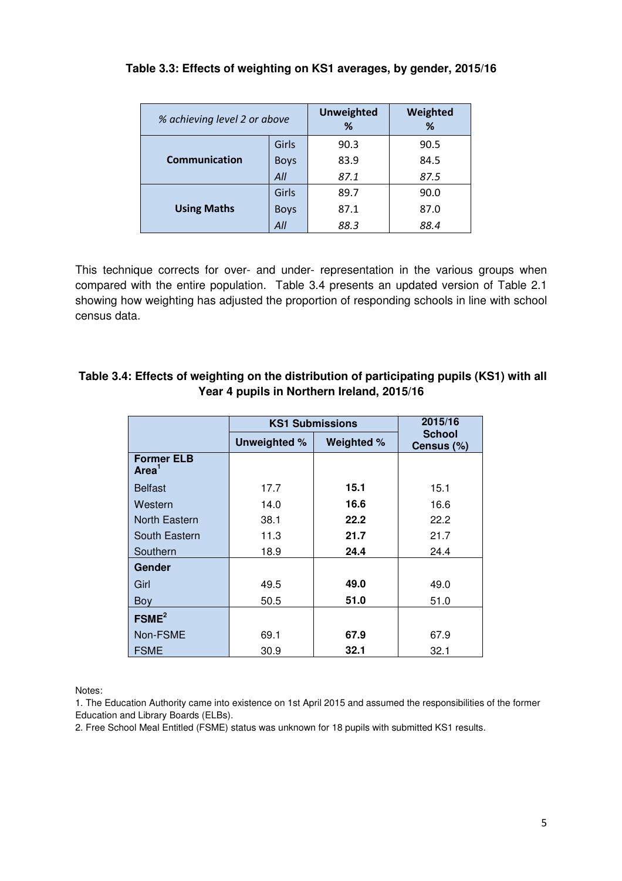**Table 3.3: Effects of weighting on KS1 averages, by gender, 2015/16**

| *% achieving level 2 or above* | | Unweighted % | Weighted % |
|---|---|---|---|
| **Communication** | Girls | 90.3 | 90.5 |
| | Boys | 83.9 | 84.5 |
| | *All* | *87.1* | *87.5* |
| **Using Maths** | Girls | 89.7 | 90.0 |
| | Boys | 87.1 | 87.0 |
| | *All* | *88.3* | *88.4* |

This technique corrects for over- and under- representation in the various groups when compared with the entire population. Table 3.4 presents an updated version of Table 2.1 showing how weighting has adjusted the proportion of responding schools in line with school census data.

**Table 3.4: Effects of weighting on the distribution of participating pupils (KS1) with all Year 4 pupils in Northern Ireland, 2015/16**

| | KS1 Submissions | | 2015/16 School Census (%) |
|---|---|---|---|
| | **Unweighted %** | **Weighted %** | |
| **Former ELB Area[1]** | | | |
| Belfast | 17.7 | **15.1** | 15.1 |
| Western | 14.0 | **16.6** | 16.6 |
| North Eastern | 38.1 | **22.2** | 22.2 |
| South Eastern | 11.3 | **21.7** | 21.7 |
| Southern | 18.9 | **24.4** | 24.4 |
| **Gender** | | | |
| Girl | 49.5 | **49.0** | 49.0 |
| Boy | 50.5 | **51.0** | 51.0 |
| **FSME[2]** | | | |
| Non-FSME | 69.1 | **67.9** | 67.9 |
| FSME | 30.9 | **32.1** | 32.1 |

Notes:

1. The Education Authority came into existence on 1st April 2015 and assumed the responsibilities of the former Education and Library Boards (ELBs).
2. Free School Meal Entitled (FSME) status was unknown for 18 pupils with submitted KS1 results.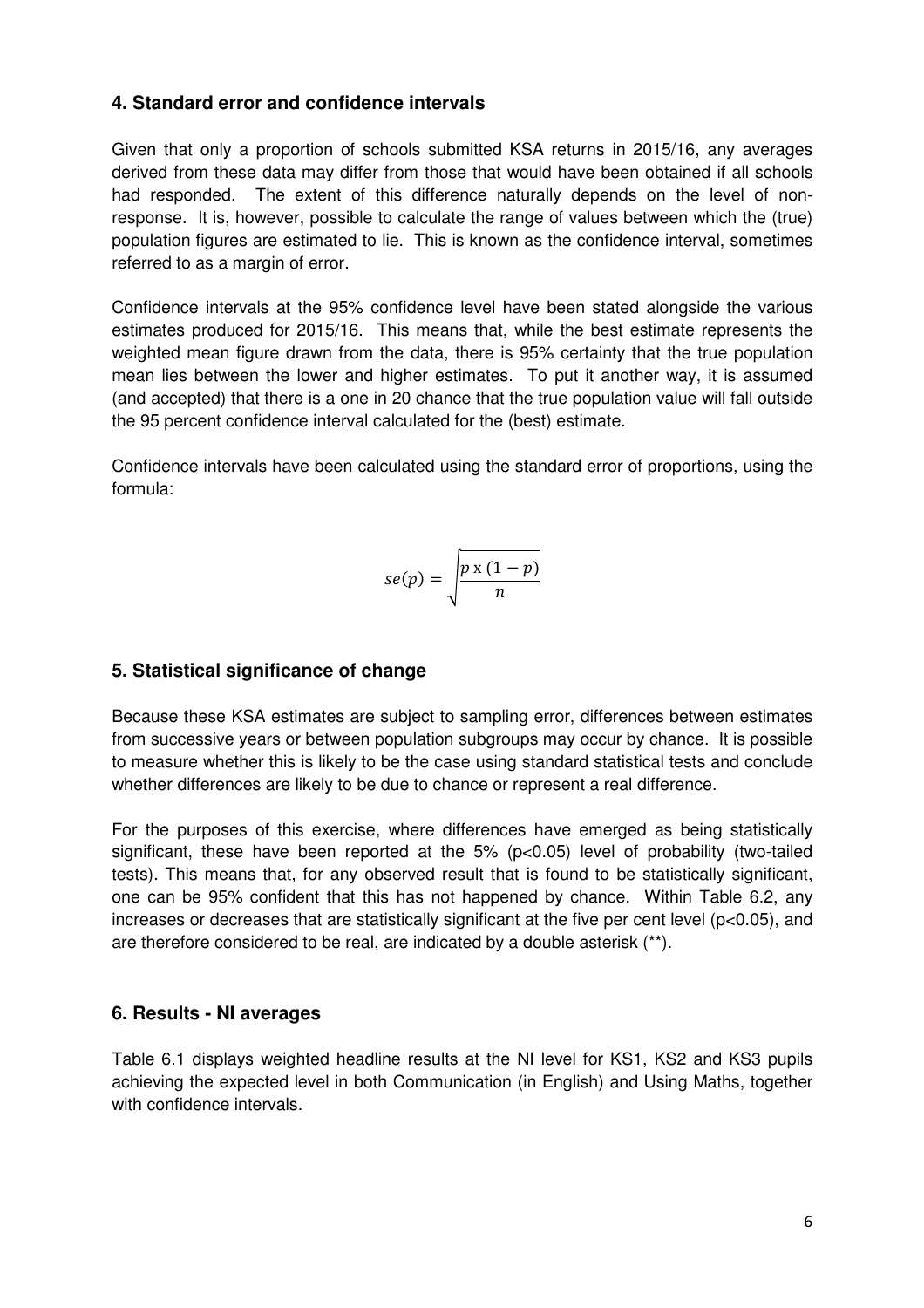## 4. Standard error and confidence intervals

Given that only a proportion of schools submitted KSA returns in 2015/16, any averages derived from these data may differ from those that would have been obtained if all schools had responded. The extent of this difference naturally depends on the level of non-response. It is, however, possible to calculate the range of values between which the (true) population figures are estimated to lie. This is known as the confidence interval, sometimes referred to as a margin of error.

Confidence intervals at the 95% confidence level have been stated alongside the various estimates produced for 2015/16. This means that, while the best estimate represents the weighted mean figure drawn from the data, there is 95% certainty that the true population mean lies between the lower and higher estimates. To put it another way, it is assumed (and accepted) that there is a one in 20 chance that the true population value will fall outside the 95 percent confidence interval calculated for the (best) estimate.

Confidence intervals have been calculated using the standard error of proportions, using the formula:

$$se(p) = \sqrt{\frac{p \text{ x } (1 - p)}{n}}$$

## 5. Statistical significance of change

Because these KSA estimates are subject to sampling error, differences between estimates from successive years or between population subgroups may occur by chance. It is possible to measure whether this is likely to be the case using standard statistical tests and conclude whether differences are likely to be due to chance or represent a real difference.

For the purposes of this exercise, where differences have emerged as being statistically significant, these have been reported at the 5% ($p<0.05$) level of probability (two-tailed tests). This means that, for any observed result that is found to be statistically significant, one can be 95% confident that this has not happened by chance. Within Table 6.2, any increases or decreases that are statistically significant at the five per cent level ($p<0.05$), and are therefore considered to be real, are indicated by a double asterisk (**).

## 6. Results - NI averages

Table 6.1 displays weighted headline results at the NI level for KS1, KS2 and KS3 pupils achieving the expected level in both Communication (in English) and Using Maths, together with confidence intervals.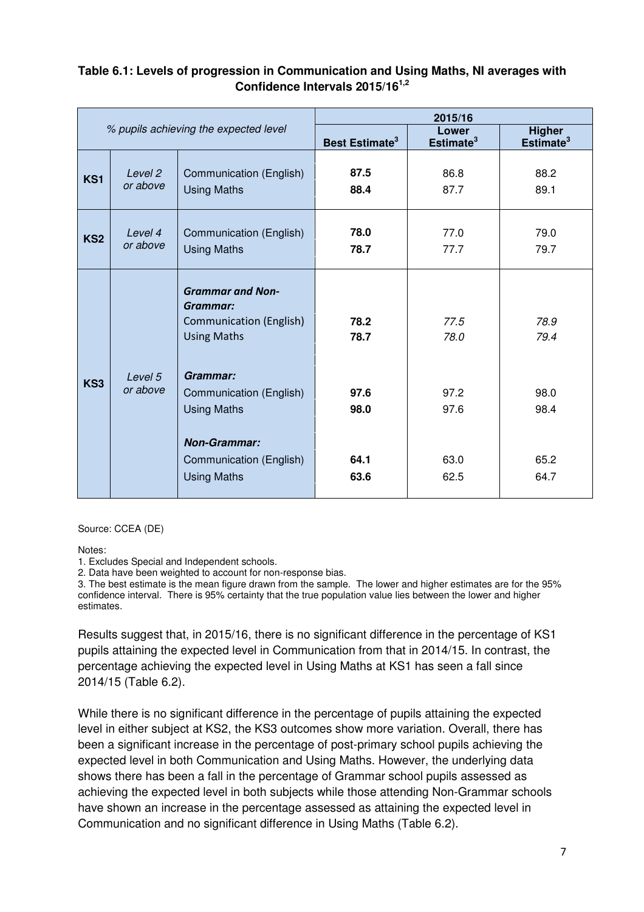**Table 6.1: Levels of progression in Communication and Using Maths, NI averages with Confidence Intervals 2015/16[1,2]**

| *% pupils achieving the expected level* | | | 2015/16 | | |
|---|---|---|---|---|---|
| | | | **Best Estimate[3]** | **Lower Estimate[3]** | **Higher Estimate[3]** |
| **KS1** | *Level 2 or above* | Communication (English) | **87.5** | 86.8 | 88.2 |
| | | Using Maths | **88.4** | 87.7 | 89.1 |
| **KS2** | *Level 4 or above* | Communication (English) | **78.0** | 77.0 | 79.0 |
| | | Using Maths | **78.7** | 77.7 | 79.7 |
| **KS3** | *Level 5 or above* | ***Grammar and Non-Grammar:*** | | | |
| | | Communication (English) | **78.2** | *77.5* | *78.9* |
| | | Using Maths | **78.7** | *78.0* | *79.4* |
| | | ***Grammar:*** | | | |
| | | Communication (English) | **97.6** | 97.2 | 98.0 |
| | | Using Maths | **98.0** | 97.6 | 98.4 |
| | | ***Non-Grammar:*** | | | |
| | | Communication (English) | **64.1** | 63.0 | 65.2 |
| | | Using Maths | **63.6** | 62.5 | 64.7 |

Source: CCEA (DE)

Notes:
1. Excludes Special and Independent schools.
2. Data have been weighted to account for non-response bias.
3. The best estimate is the mean figure drawn from the sample. The lower and higher estimates are for the 95% confidence interval. There is 95% certainty that the true population value lies between the lower and higher estimates.

Results suggest that, in 2015/16, there is no significant difference in the percentage of KS1 pupils attaining the expected level in Communication from that in 2014/15. In contrast, the percentage achieving the expected level in Using Maths at KS1 has seen a fall since 2014/15 (Table 6.2).

While there is no significant difference in the percentage of pupils attaining the expected level in either subject at KS2, the KS3 outcomes show more variation. Overall, there has been a significant increase in the percentage of post-primary school pupils achieving the expected level in both Communication and Using Maths. However, the underlying data shows there has been a fall in the percentage of Grammar school pupils assessed as achieving the expected level in both subjects while those attending Non-Grammar schools have shown an increase in the percentage assessed as attaining the expected level in Communication and no significant difference in Using Maths (Table 6.2).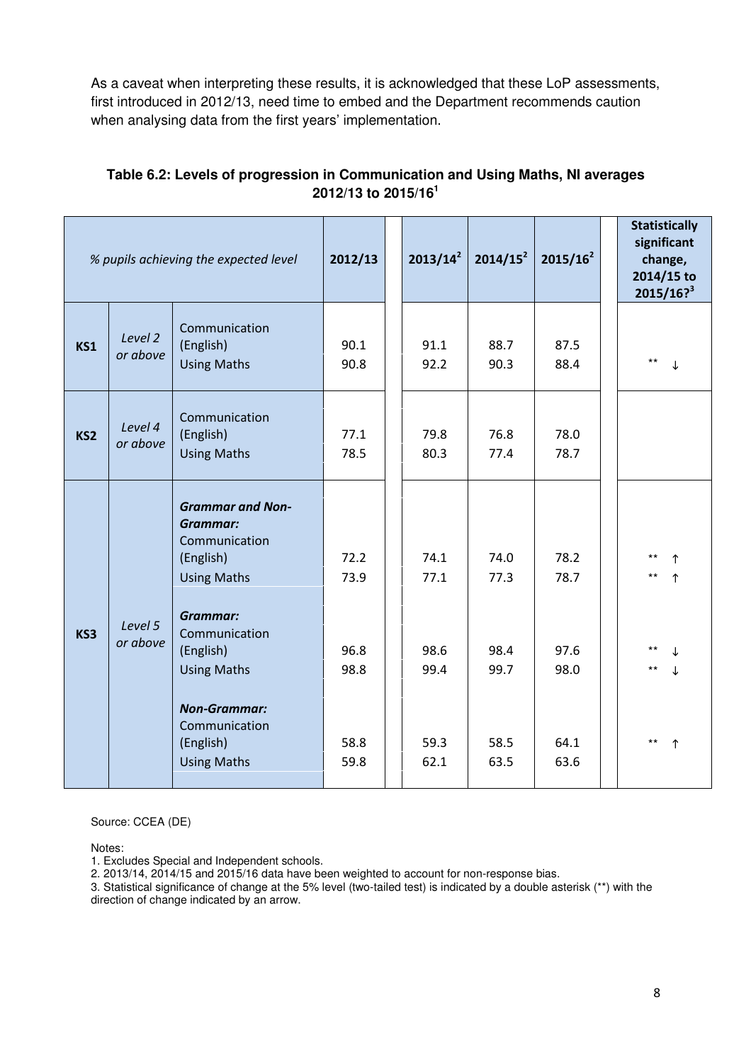As a caveat when interpreting these results, it is acknowledged that these LoP assessments, first introduced in 2012/13, need time to embed and the Department recommends caution when analysing data from the first years' implementation.

**Table 6.2: Levels of progression in Communication and Using Maths, NI averages 2012/13 to 2015/16[1]**

| *% pupils achieving the expected level* | | | 2012/13 | 2013/14[2] | 2014/15[2] | 2015/16[2] | Statistically significant change, 2014/15 to 2015/16?[3] |
|---|---|---|---|---|---|---|---|
| **KS1** | *Level 2 or above* | Communication (English) | 90.1 | 91.1 | 88.7 | 87.5 | |
| | | Using Maths | 90.8 | 92.2 | 90.3 | 88.4 | ** ↓ |
| **KS2** | *Level 4 or above* | Communication (English) | 77.1 | 79.8 | 76.8 | 78.0 | |
| | | Using Maths | 78.5 | 80.3 | 77.4 | 78.7 | |
| **KS3** | *Level 5 or above* | ***Grammar and Non-Grammar:*** Communication (English) | 72.2 | 74.1 | 74.0 | 78.2 | ** ↑ |
| | | Using Maths | 73.9 | 77.1 | 77.3 | 78.7 | ** ↑ |
| | | ***Grammar:*** Communication (English) | 96.8 | 98.6 | 98.4 | 97.6 | ** ↓ |
| | | Using Maths | 98.8 | 99.4 | 99.7 | 98.0 | ** ↓ |
| | | ***Non-Grammar:*** Communication (English) | 58.8 | 59.3 | 58.5 | 64.1 | ** ↑ |
| | | Using Maths | 59.8 | 62.1 | 63.5 | 63.6 | |

Source: CCEA (DE)

Notes:
1. Excludes Special and Independent schools.
2. 2013/14, 2014/15 and 2015/16 data have been weighted to account for non-response bias.
3. Statistical significance of change at the 5% level (two-tailed test) is indicated by a double asterisk (**) with the direction of change indicated by an arrow.